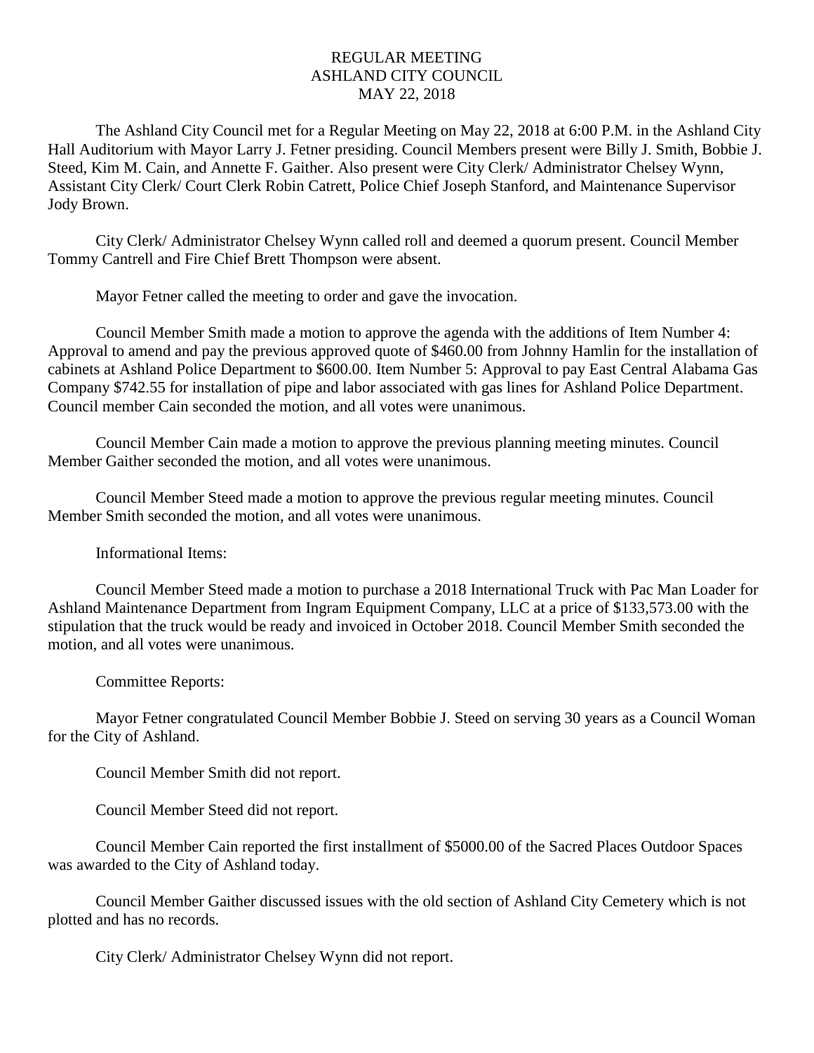# REGULAR MEETING
# ASHLAND CITY COUNCIL
# MAY 22, 2018

The Ashland City Council met for a Regular Meeting on May 22, 2018 at 6:00 P.M. in the Ashland City Hall Auditorium with Mayor Larry J. Fetner presiding. Council Members present were Billy J. Smith, Bobbie J. Steed, Kim M. Cain, and Annette F. Gaither. Also present were City Clerk/ Administrator Chelsey Wynn, Assistant City Clerk/ Court Clerk Robin Catrett, Police Chief Joseph Stanford, and Maintenance Supervisor Jody Brown.

City Clerk/ Administrator Chelsey Wynn called roll and deemed a quorum present. Council Member Tommy Cantrell and Fire Chief Brett Thompson were absent.

Mayor Fetner called the meeting to order and gave the invocation.

Council Member Smith made a motion to approve the agenda with the additions of Item Number 4: Approval to amend and pay the previous approved quote of $460.00 from Johnny Hamlin for the installation of cabinets at Ashland Police Department to $600.00. Item Number 5: Approval to pay East Central Alabama Gas Company $742.55 for installation of pipe and labor associated with gas lines for Ashland Police Department. Council member Cain seconded the motion, and all votes were unanimous.

Council Member Cain made a motion to approve the previous planning meeting minutes. Council Member Gaither seconded the motion, and all votes were unanimous.

Council Member Steed made a motion to approve the previous regular meeting minutes. Council Member Smith seconded the motion, and all votes were unanimous.

Informational Items:

Council Member Steed made a motion to purchase a 2018 International Truck with Pac Man Loader for Ashland Maintenance Department from Ingram Equipment Company, LLC at a price of $133,573.00 with the stipulation that the truck would be ready and invoiced in October 2018. Council Member Smith seconded the motion, and all votes were unanimous.

Committee Reports:

Mayor Fetner congratulated Council Member Bobbie J. Steed on serving 30 years as a Council Woman for the City of Ashland.

Council Member Smith did not report.

Council Member Steed did not report.

Council Member Cain reported the first installment of $5000.00 of the Sacred Places Outdoor Spaces was awarded to the City of Ashland today.

Council Member Gaither discussed issues with the old section of Ashland City Cemetery which is not plotted and has no records.

City Clerk/ Administrator Chelsey Wynn did not report.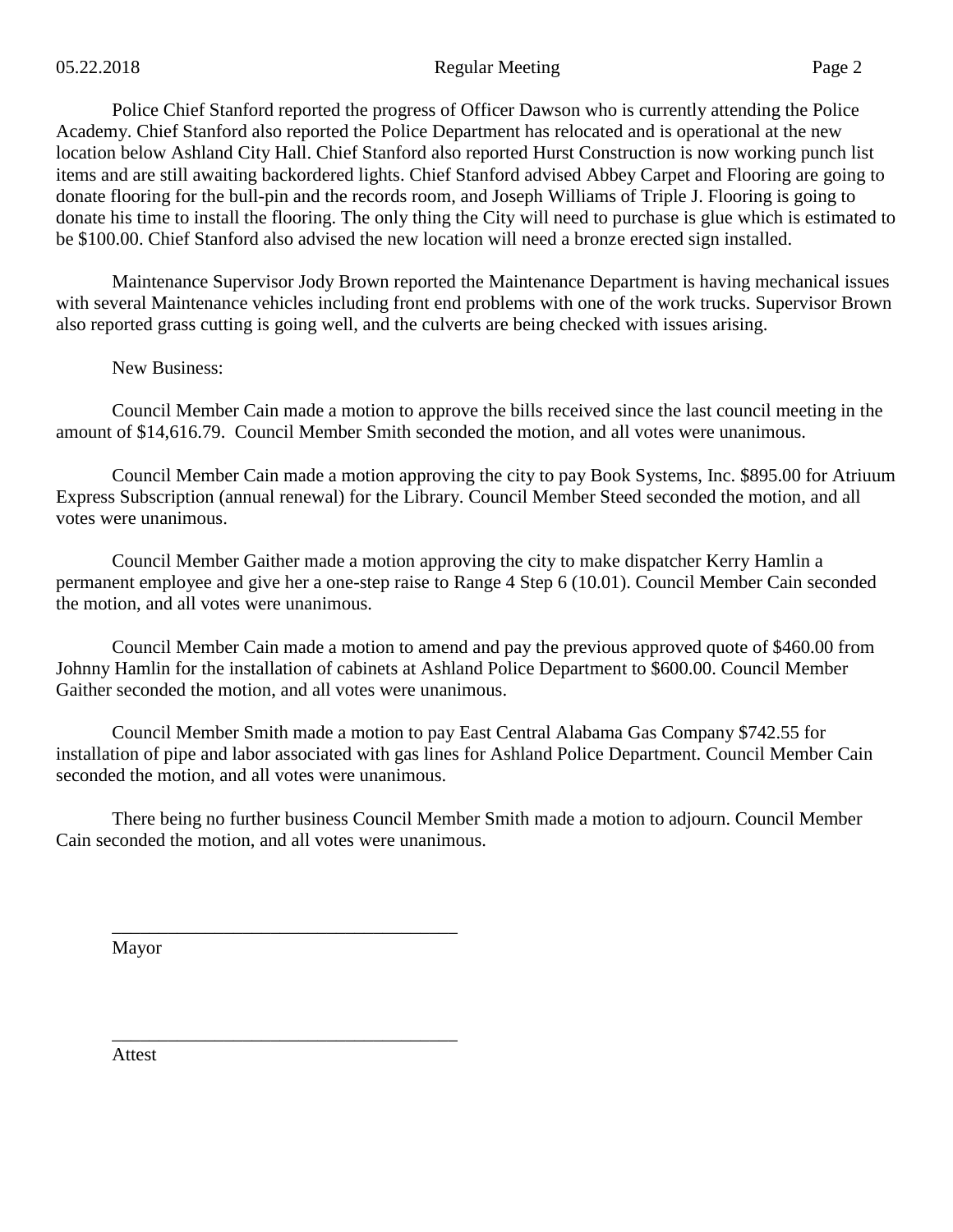Police Chief Stanford reported the progress of Officer Dawson who is currently attending the Police Academy. Chief Stanford also reported the Police Department has relocated and is operational at the new location below Ashland City Hall. Chief Stanford also reported Hurst Construction is now working punch list items and are still awaiting backordered lights. Chief Stanford advised Abbey Carpet and Flooring are going to donate flooring for the bull-pin and the records room, and Joseph Williams of Triple J. Flooring is going to donate his time to install the flooring. The only thing the City will need to purchase is glue which is estimated to be $100.00. Chief Stanford also advised the new location will need a bronze erected sign installed.

Maintenance Supervisor Jody Brown reported the Maintenance Department is having mechanical issues with several Maintenance vehicles including front end problems with one of the work trucks. Supervisor Brown also reported grass cutting is going well, and the culverts are being checked with issues arising.

New Business:

Council Member Cain made a motion to approve the bills received since the last council meeting in the amount of $14,616.79. Council Member Smith seconded the motion, and all votes were unanimous.

Council Member Cain made a motion approving the city to pay Book Systems, Inc. $895.00 for Atriuum Express Subscription (annual renewal) for the Library. Council Member Steed seconded the motion, and all votes were unanimous.

Council Member Gaither made a motion approving the city to make dispatcher Kerry Hamlin a permanent employee and give her a one-step raise to Range 4 Step 6 (10.01). Council Member Cain seconded the motion, and all votes were unanimous.

Council Member Cain made a motion to amend and pay the previous approved quote of $460.00 from Johnny Hamlin for the installation of cabinets at Ashland Police Department to $600.00. Council Member Gaither seconded the motion, and all votes were unanimous.

Council Member Smith made a motion to pay East Central Alabama Gas Company $742.55 for installation of pipe and labor associated with gas lines for Ashland Police Department. Council Member Cain seconded the motion, and all votes were unanimous.

There being no further business Council Member Smith made a motion to adjourn. Council Member Cain seconded the motion, and all votes were unanimous.

_____________________________________
Mayor

_____________________________________
Attest